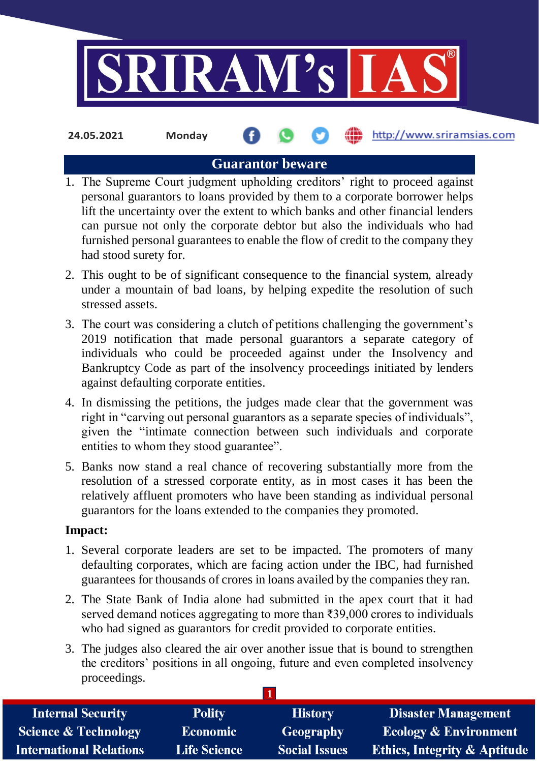24.05.2021 Monday

# Guarantor beware

1. The Supreme Court judgment upholding creditors' right to proceed against personal guarantors to loans provided by them to a corporate borrower helps lift the uncertainty over the extent to which banks and other financial lenders can pursue not only the corporate debtor but also the individuals who had furnished personal guarantees to enable the flow of credit to the company they had stood surety for.
2. This ought to be of significant consequence to the financial system, already under a mountain of bad loans, by helping expedite the resolution of such stressed assets.
3. The court was considering a clutch of petitions challenging the government's 2019 notification that made personal guarantors a separate category of individuals who could be proceeded against under the Insolvency and Bankruptcy Code as part of the insolvency proceedings initiated by lenders against defaulting corporate entities.
4. In dismissing the petitions, the judges made clear that the government was right in "carving out personal guarantors as a separate species of individuals", given the "intimate connection between such individuals and corporate entities to whom they stood guarantee".
5. Banks now stand a real chance of recovering substantially more from the resolution of a stressed corporate entity, as in most cases it has been the relatively affluent promoters who have been standing as individual personal guarantors for the loans extended to the companies they promoted.

**Impact:**

1. Several corporate leaders are set to be impacted. The promoters of many defaulting corporates, which are facing action under the IBC, had furnished guarantees for thousands of crores in loans availed by the companies they ran.
2. The State Bank of India alone had submitted in the apex court that it had served demand notices aggregating to more than ₹39,000 crores to individuals who had signed as guarantors for credit provided to corporate entities.
3. The judges also cleared the air over another issue that is bound to strengthen the creditors' positions in all ongoing, future and even completed insolvency proceedings.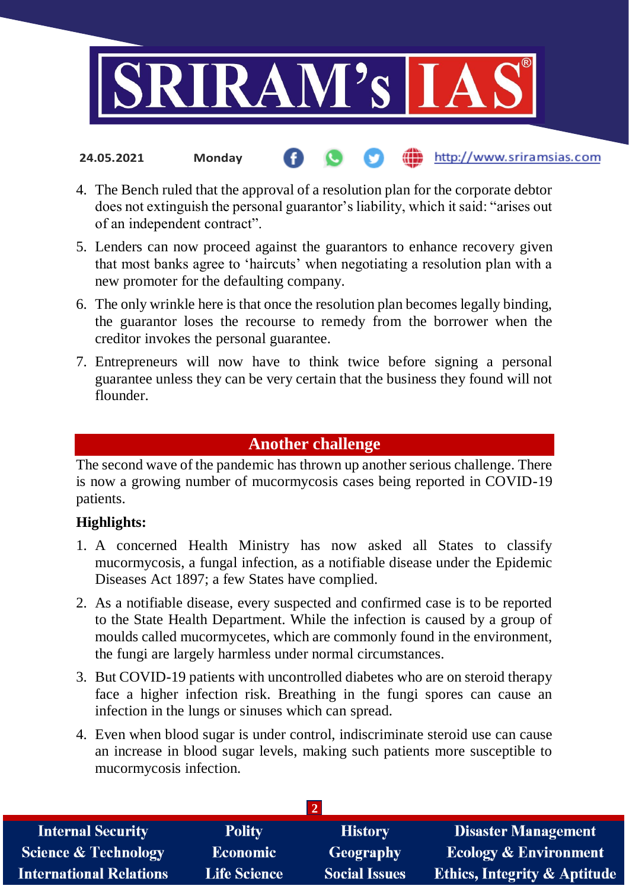4. The Bench ruled that the approval of a resolution plan for the corporate debtor does not extinguish the personal guarantor's liability, which it said: "arises out of an independent contract".
5. Lenders can now proceed against the guarantors to enhance recovery given that most banks agree to 'haircuts' when negotiating a resolution plan with a new promoter for the defaulting company.
6. The only wrinkle here is that once the resolution plan becomes legally binding, the guarantor loses the recourse to remedy from the borrower when the creditor invokes the personal guarantee.
7. Entrepreneurs will now have to think twice before signing a personal guarantee unless they can be very certain that the business they found will not flounder.

## Another challenge

The second wave of the pandemic has thrown up another serious challenge. There is now a growing number of mucormycosis cases being reported in COVID-19 patients.

**Highlights:**

1. A concerned Health Ministry has now asked all States to classify mucormycosis, a fungal infection, as a notifiable disease under the Epidemic Diseases Act 1897; a few States have complied.
2. As a notifiable disease, every suspected and confirmed case is to be reported to the State Health Department. While the infection is caused by a group of moulds called mucormycetes, which are commonly found in the environment, the fungi are largely harmless under normal circumstances.
3. But COVID-19 patients with uncontrolled diabetes who are on steroid therapy face a higher infection risk. Breathing in the fungi spores can cause an infection in the lungs or sinuses which can spread.
4. Even when blood sugar is under control, indiscriminate steroid use can cause an increase in blood sugar levels, making such patients more susceptible to mucormycosis infection.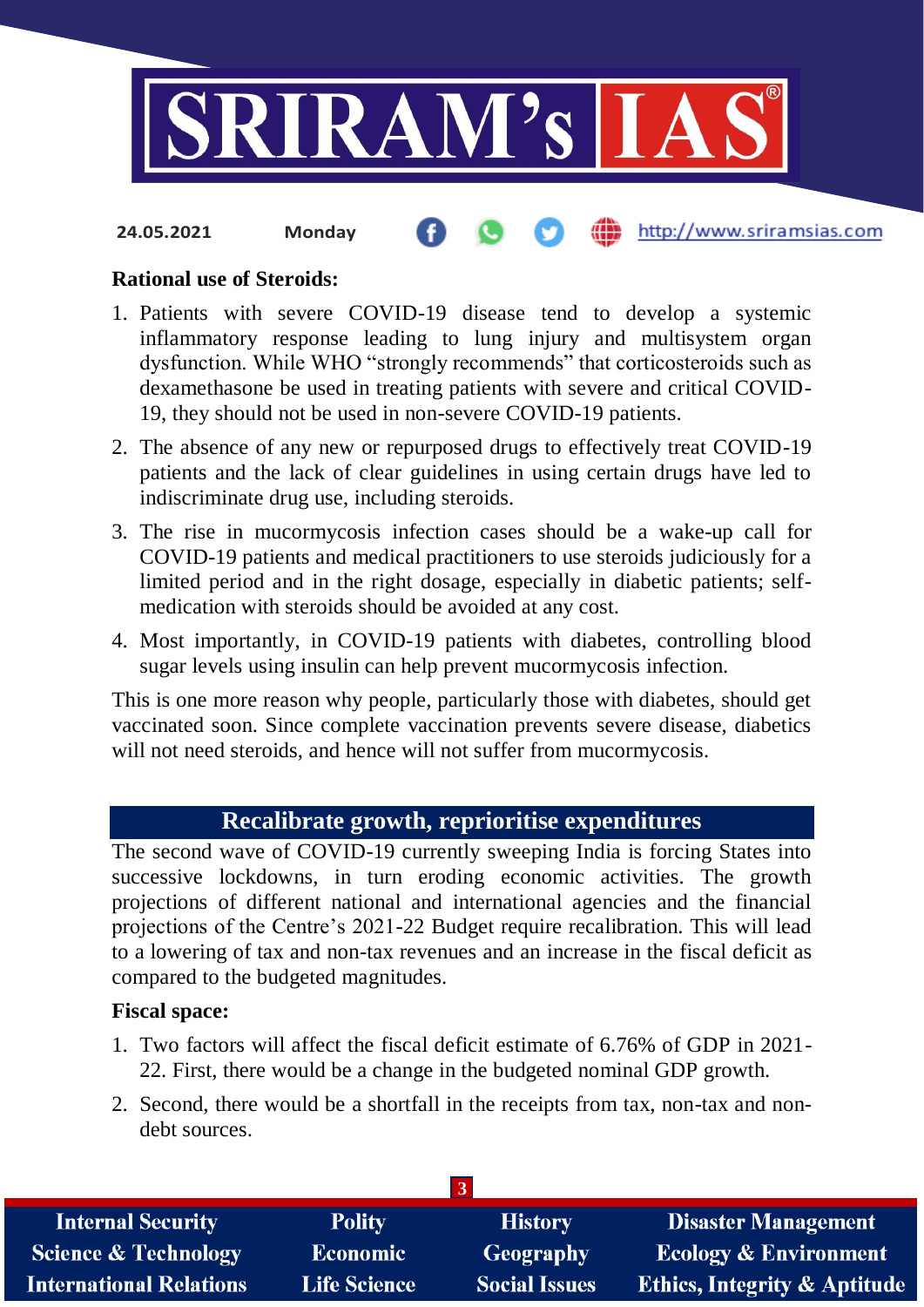**Rational use of Steroids:**

1. Patients with severe COVID-19 disease tend to develop a systemic inflammatory response leading to lung injury and multisystem organ dysfunction. While WHO "strongly recommends" that corticosteroids such as dexamethasone be used in treating patients with severe and critical COVID-19, they should not be used in non-severe COVID-19 patients.
2. The absence of any new or repurposed drugs to effectively treat COVID-19 patients and the lack of clear guidelines in using certain drugs have led to indiscriminate drug use, including steroids.
3. The rise in mucormycosis infection cases should be a wake-up call for COVID-19 patients and medical practitioners to use steroids judiciously for a limited period and in the right dosage, especially in diabetic patients; self-medication with steroids should be avoided at any cost.
4. Most importantly, in COVID-19 patients with diabetes, controlling blood sugar levels using insulin can help prevent mucormycosis infection.

This is one more reason why people, particularly those with diabetes, should get vaccinated soon. Since complete vaccination prevents severe disease, diabetics will not need steroids, and hence will not suffer from mucormycosis.

## Recalibrate growth, reprioritise expenditures

The second wave of COVID-19 currently sweeping India is forcing States into successive lockdowns, in turn eroding economic activities. The growth projections of different national and international agencies and the financial projections of the Centre's 2021-22 Budget require recalibration. This will lead to a lowering of tax and non-tax revenues and an increase in the fiscal deficit as compared to the budgeted magnitudes.

**Fiscal space:**

1. Two factors will affect the fiscal deficit estimate of 6.76% of GDP in 2021-22. First, there would be a change in the budgeted nominal GDP growth.
2. Second, there would be a shortfall in the receipts from tax, non-tax and non-debt sources.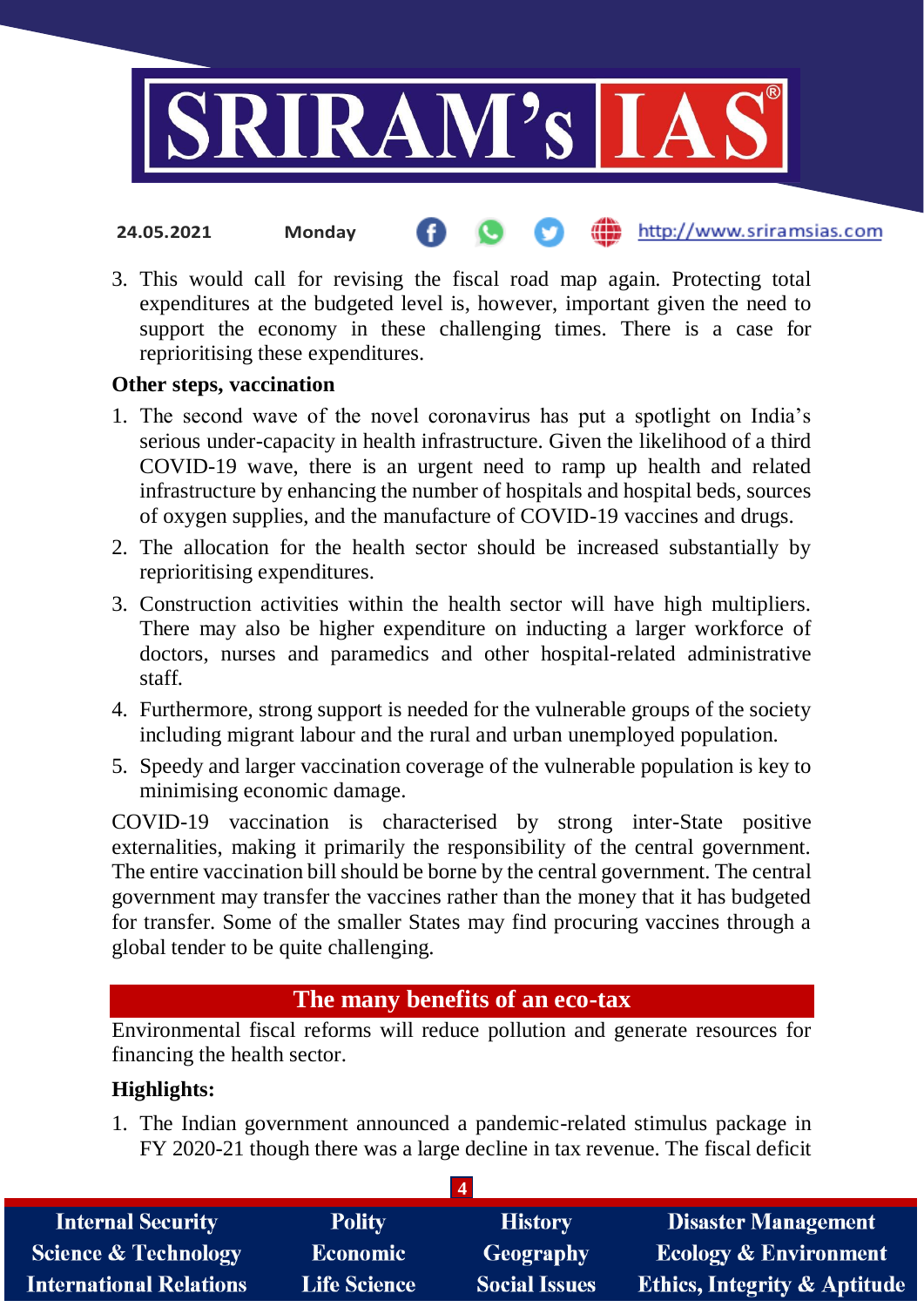3. This would call for revising the fiscal road map again. Protecting total expenditures at the budgeted level is, however, important given the need to support the economy in these challenging times. There is a case for reprioritising these expenditures.

**Other steps, vaccination**

1. The second wave of the novel coronavirus has put a spotlight on India's serious under-capacity in health infrastructure. Given the likelihood of a third COVID-19 wave, there is an urgent need to ramp up health and related infrastructure by enhancing the number of hospitals and hospital beds, sources of oxygen supplies, and the manufacture of COVID-19 vaccines and drugs.
2. The allocation for the health sector should be increased substantially by reprioritising expenditures.
3. Construction activities within the health sector will have high multipliers. There may also be higher expenditure on inducting a larger workforce of doctors, nurses and paramedics and other hospital-related administrative staff.
4. Furthermore, strong support is needed for the vulnerable groups of the society including migrant labour and the rural and urban unemployed population.
5. Speedy and larger vaccination coverage of the vulnerable population is key to minimising economic damage.

COVID-19 vaccination is characterised by strong inter-State positive externalities, making it primarily the responsibility of the central government. The entire vaccination bill should be borne by the central government. The central government may transfer the vaccines rather than the money that it has budgeted for transfer. Some of the smaller States may find procuring vaccines through a global tender to be quite challenging.

## The many benefits of an eco-tax

Environmental fiscal reforms will reduce pollution and generate resources for financing the health sector.

**Highlights:**

1. The Indian government announced a pandemic-related stimulus package in FY 2020-21 though there was a large decline in tax revenue. The fiscal deficit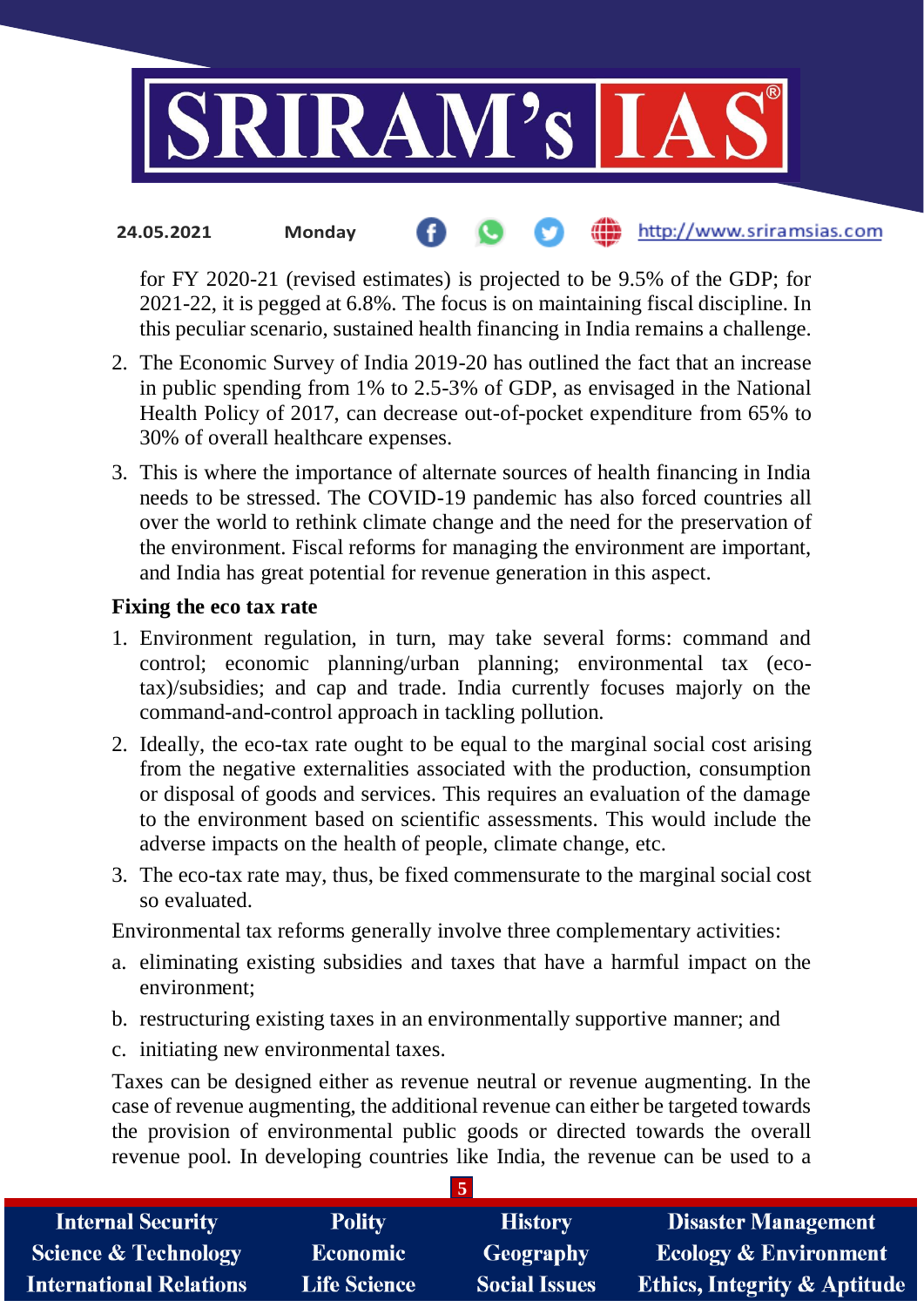for FY 2020-21 (revised estimates) is projected to be 9.5% of the GDP; for 2021-22, it is pegged at 6.8%. The focus is on maintaining fiscal discipline. In this peculiar scenario, sustained health financing in India remains a challenge.

2. The Economic Survey of India 2019-20 has outlined the fact that an increase in public spending from 1% to 2.5-3% of GDP, as envisaged in the National Health Policy of 2017, can decrease out-of-pocket expenditure from 65% to 30% of overall healthcare expenses.
3. This is where the importance of alternate sources of health financing in India needs to be stressed. The COVID-19 pandemic has also forced countries all over the world to rethink climate change and the need for the preservation of the environment. Fiscal reforms for managing the environment are important, and India has great potential for revenue generation in this aspect.

**Fixing the eco tax rate**

1. Environment regulation, in turn, may take several forms: command and control; economic planning/urban planning; environmental tax (eco-tax)/subsidies; and cap and trade. India currently focuses majorly on the command-and-control approach in tackling pollution.
2. Ideally, the eco-tax rate ought to be equal to the marginal social cost arising from the negative externalities associated with the production, consumption or disposal of goods and services. This requires an evaluation of the damage to the environment based on scientific assessments. This would include the adverse impacts on the health of people, climate change, etc.
3. The eco-tax rate may, thus, be fixed commensurate to the marginal social cost so evaluated.

Environmental tax reforms generally involve three complementary activities:

a. eliminating existing subsidies and taxes that have a harmful impact on the environment;

b. restructuring existing taxes in an environmentally supportive manner; and

c. initiating new environmental taxes.

Taxes can be designed either as revenue neutral or revenue augmenting. In the case of revenue augmenting, the additional revenue can either be targeted towards the provision of environmental public goods or directed towards the overall revenue pool. In developing countries like India, the revenue can be used to a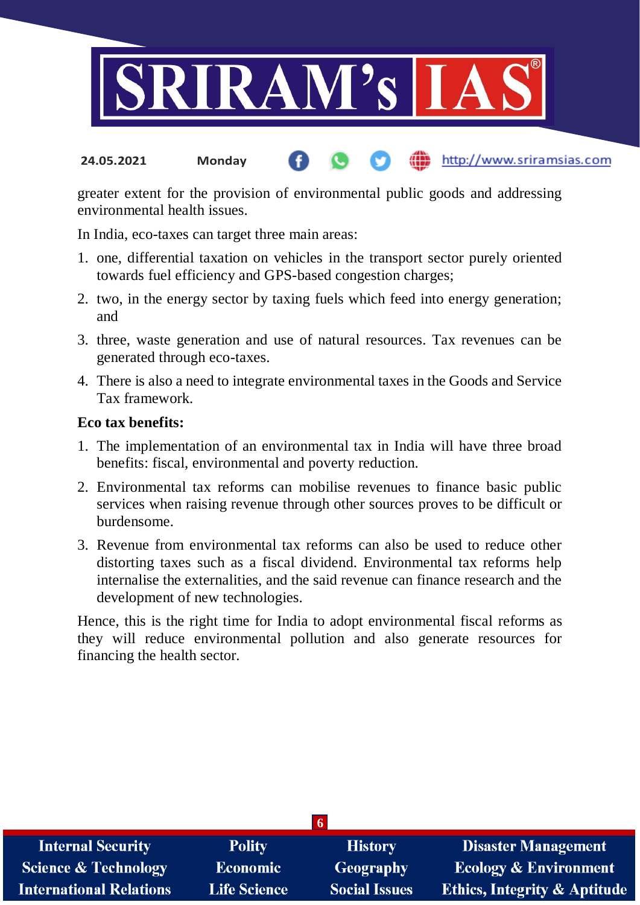greater extent for the provision of environmental public goods and addressing environmental health issues.

In India, eco-taxes can target three main areas:

1. one, differential taxation on vehicles in the transport sector purely oriented towards fuel efficiency and GPS-based congestion charges;
2. two, in the energy sector by taxing fuels which feed into energy generation; and
3. three, waste generation and use of natural resources. Tax revenues can be generated through eco-taxes.
4. There is also a need to integrate environmental taxes in the Goods and Service Tax framework.

**Eco tax benefits:**

1. The implementation of an environmental tax in India will have three broad benefits: fiscal, environmental and poverty reduction.
2. Environmental tax reforms can mobilise revenues to finance basic public services when raising revenue through other sources proves to be difficult or burdensome.
3. Revenue from environmental tax reforms can also be used to reduce other distorting taxes such as a fiscal dividend. Environmental tax reforms help internalise the externalities, and the said revenue can finance research and the development of new technologies.

Hence, this is the right time for India to adopt environmental fiscal reforms as they will reduce environmental pollution and also generate resources for financing the health sector.